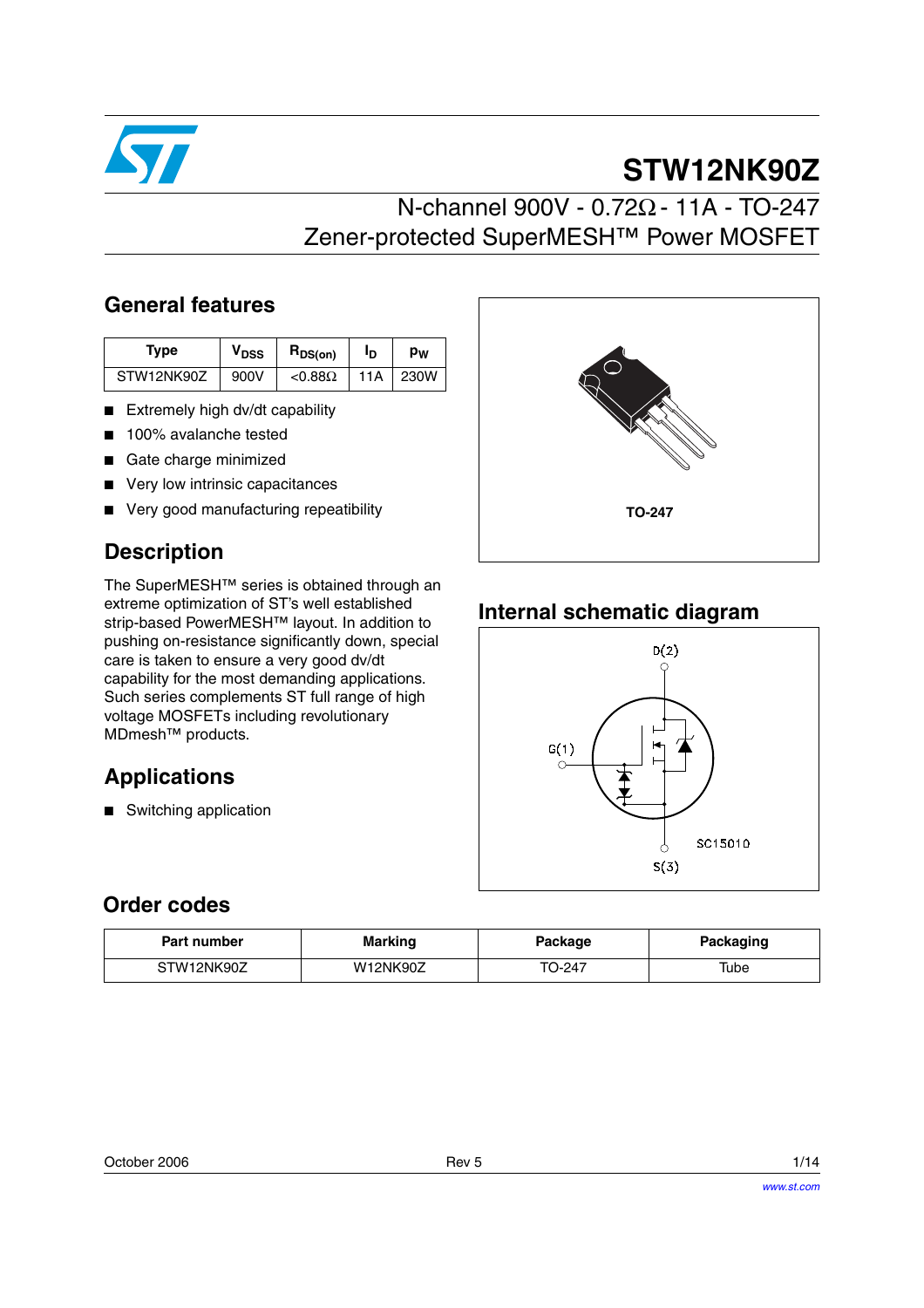# STW12NK90Z

## N-channel 900V - 0.72Ω - 11A - TO-247
## Zener-protected SuperMESH™ Power MOSFET

## General features

| Type | $V_{DSS}$ | $R_{DS(on)}$ | $I_D$ | $P_W$ |
|---|---|---|---|---|
| STW12NK90Z | 900V | <0.88Ω | 11A | 230W |

- Extremely high dv/dt capability
- 100% avalanche tested
- Gate charge minimized
- Very low intrinsic capacitances
- Very good manufacturing repeatibility

TO-247

## Description

The SuperMESH™ series is obtained through an extreme optimization of ST's well established strip-based PowerMESH™ layout. In addition to pushing on-resistance significantly down, special care is taken to ensure a very good dv/dt capability for the most demanding applications. Such series complements ST full range of high voltage MOSFETs including revolutionary MDmesh™ products.

## Internal schematic diagram

D(2)

G(1)

S(3)

SC15010

## Applications

- Switching application

## Order codes

| Part number | Marking | Package | Packaging |
|---|---|---|---|
| STW12NK90Z | W12NK90Z | TO-247 | Tube |

October 2006 Rev 5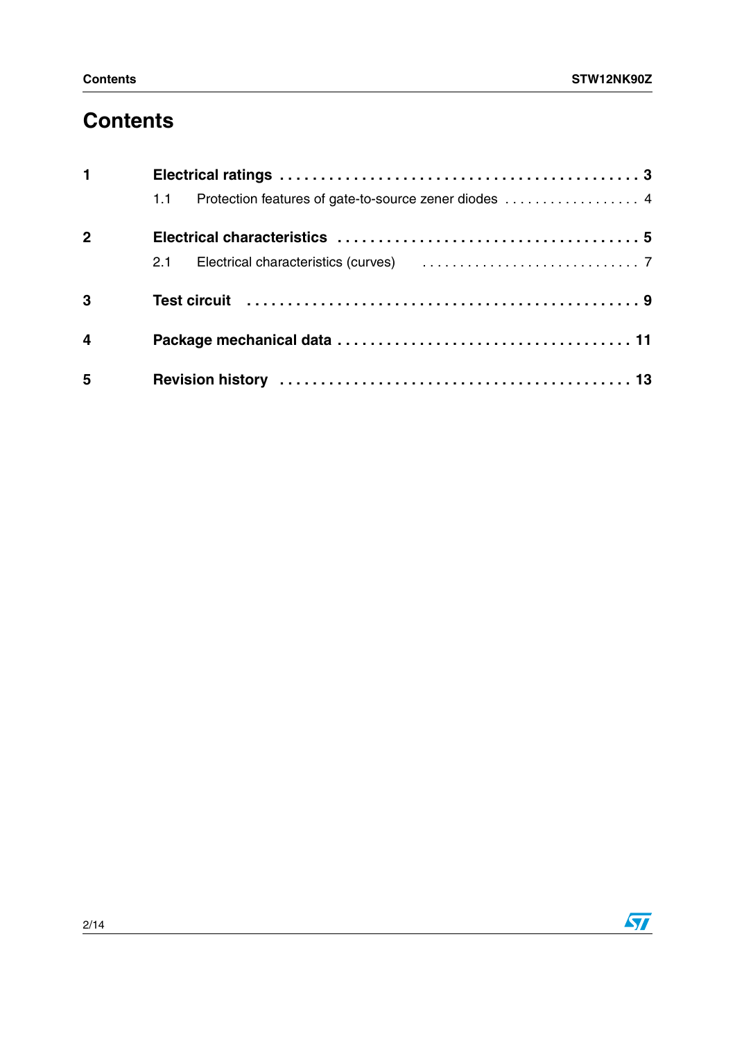# Contents

1 **Electrical ratings** . . . . . . . . . . . . . . . . . . . . . . . . . . . . . . . . . . . . . . . . . . . 3

   1.1 Protection features of gate-to-source zener diodes . . . . . . . . . . . . . . . . . . 4

2 **Electrical characteristics** . . . . . . . . . . . . . . . . . . . . . . . . . . . . . . . . . . . . 5

   2.1 Electrical characteristics (curves) . . . . . . . . . . . . . . . . . . . . . . . . . . . . . 7

3 **Test circuit** . . . . . . . . . . . . . . . . . . . . . . . . . . . . . . . . . . . . . . . . . . . . . 9

4 **Package mechanical data** . . . . . . . . . . . . . . . . . . . . . . . . . . . . . . . . . . 11

5 **Revision history** . . . . . . . . . . . . . . . . . . . . . . . . . . . . . . . . . . . . . . . . . 13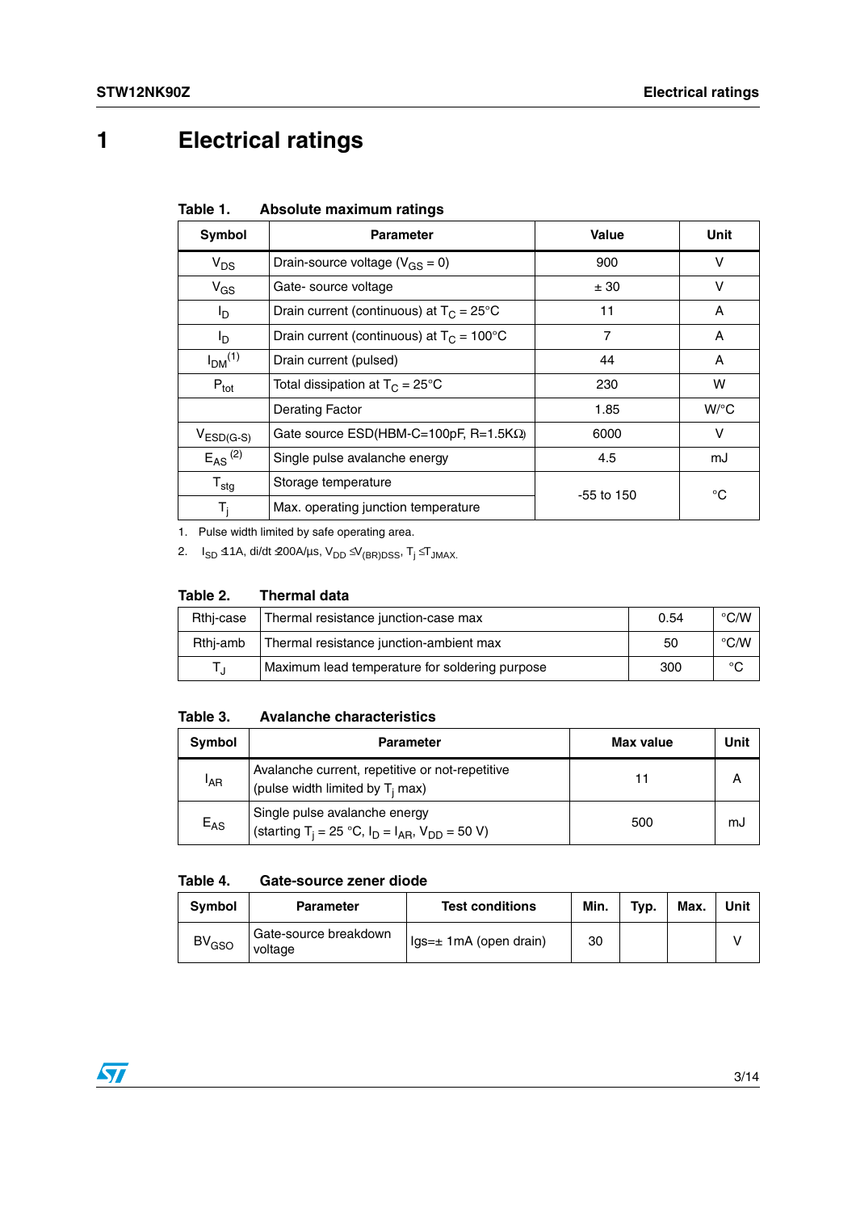# 1 Electrical ratings

**Table 1. Absolute maximum ratings**

| Symbol | Parameter | Value | Unit |
|---|---|---|---|
| $V_{DS}$ | Drain-source voltage ($V_{GS}$ = 0) | 900 | V |
| $V_{GS}$ | Gate- source voltage | ± 30 | V |
| $I_D$ | Drain current (continuous) at $T_C$ = 25°C | 11 | A |
| $I_D$ | Drain current (continuous) at $T_C$ = 100°C | 7 | A |
| $I_{DM}$ [1] | Drain current (pulsed) | 44 | A |
| $P_{tot}$ | Total dissipation at $T_C$ = 25°C | 230 | W |
| | Derating Factor | 1.85 | W/°C |
| $V_{ESD(G-S)}$ | Gate source ESD(HBM-C=100pF, R=1.5KΩ) | 6000 | V |
| $E_{AS}$ [2] | Single pulse avalanche energy | 4.5 | mJ |
| $T_{stg}$ | Storage temperature | -55 to 150 | °C |
| $T_j$ | Max. operating junction temperature | | |

1. Pulse width limited by safe operating area.
2. $I_{SD} \leq 11A$, di/dt $\leq 200A/\mu s$, $V_{DD} \leq V_{(BR)DSS}$, $T_j \leq T_{JMAX}$.

**Table 2. Thermal data**

| | | | |
|---|---|---|---|
| Rthj-case | Thermal resistance junction-case max | 0.54 | °C/W |
| Rthj-amb | Thermal resistance junction-ambient max | 50 | °C/W |
| $T_J$ | Maximum lead temperature for soldering purpose | 300 | °C |

**Table 3. Avalanche characteristics**

| Symbol | Parameter | Max value | Unit |
|---|---|---|---|
| $I_{AR}$ | Avalanche current, repetitive or not-repetitive (pulse width limited by $T_j$ max) | 11 | A |
| $E_{AS}$ | Single pulse avalanche energy (starting $T_j$ = 25 °C, $I_D$ = $I_{AR}$, $V_{DD}$ = 50 V) | 500 | mJ |

**Table 4. Gate-source zener diode**

| Symbol | Parameter | Test conditions | Min. | Typ. | Max. | Unit |
|---|---|---|---|---|---|---|
| $BV_{GSO}$ | Gate-source breakdown voltage | Igs=± 1mA (open drain) | 30 | | | V |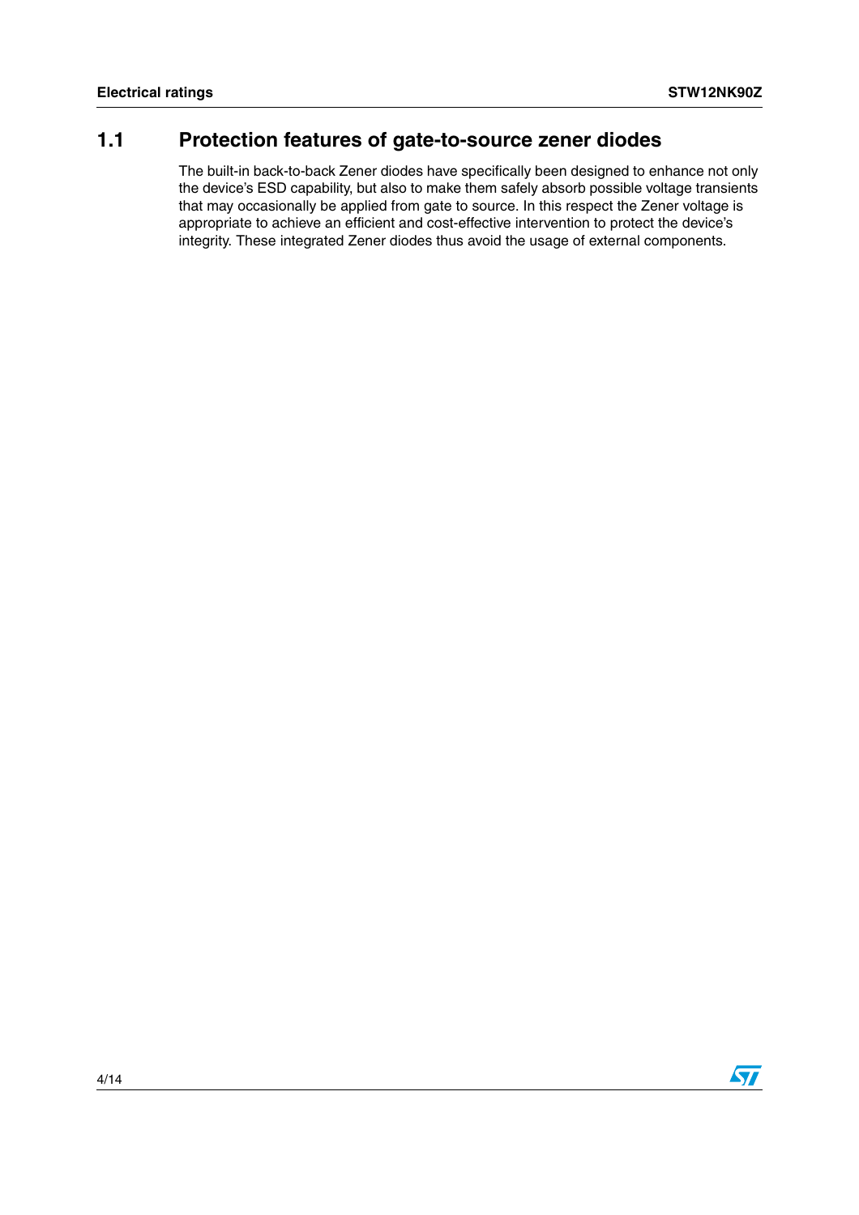## 1.1 Protection features of gate-to-source zener diodes

The built-in back-to-back Zener diodes have specifically been designed to enhance not only the device's ESD capability, but also to make them safely absorb possible voltage transients that may occasionally be applied from gate to source. In this respect the Zener voltage is appropriate to achieve an efficient and cost-effective intervention to protect the device's integrity. These integrated Zener diodes thus avoid the usage of external components.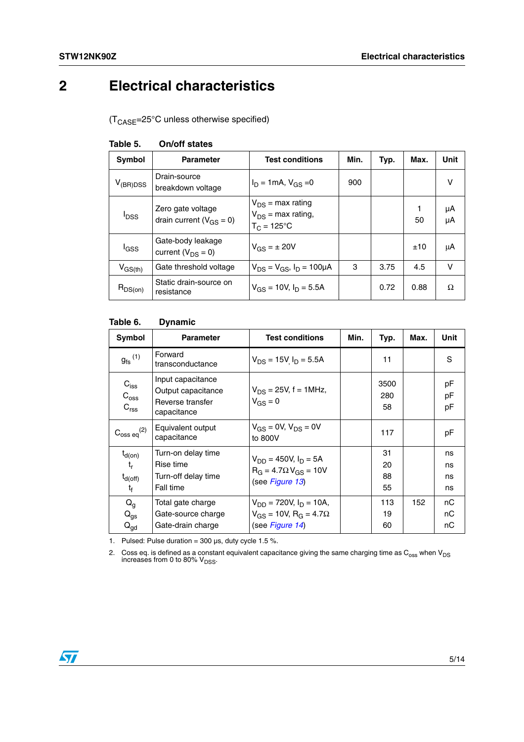# 2 Electrical characteristics

($T_{CASE}$=25°C unless otherwise specified)

**Table 5. On/off states**

| Symbol | Parameter | Test conditions | Min. | Typ. | Max. | Unit |
|---|---|---|---|---|---|---|
| $V_{(BR)DSS}$ | Drain-source breakdown voltage | $I_D$ = 1mA, $V_{GS}$ =0 | 900 | | | V |
| $I_{DSS}$ | Zero gate voltage drain current ($V_{GS}$ = 0) | $V_{DS}$ = max rating<br>$V_{DS}$ = max rating, $T_C$ = 125°C | | | 1<br>50 | µA<br>µA |
| $I_{GSS}$ | Gate-body leakage current ($V_{DS}$ = 0) | $V_{GS}$ = ± 20V | | | ±10 | µA |
| $V_{GS(th)}$ | Gate threshold voltage | $V_{DS}$ = $V_{GS}$, $I_D$ = 100µA | 3 | 3.75 | 4.5 | V |
| $R_{DS(on)}$ | Static drain-source on resistance | $V_{GS}$ = 10V, $I_D$ = 5.5A | | 0.72 | 0.88 | Ω |

**Table 6. Dynamic**

| Symbol | Parameter | Test conditions | Min. | Typ. | Max. | Unit |
|---|---|---|---|---|---|---|
| $g_{fs}$ (1) | Forward transconductance | $V_{DS}$ = 15V, $I_D$ = 5.5A | | 11 | | S |
| $C_{iss}$<br>$C_{oss}$<br>$C_{rss}$ | Input capacitance<br>Output capacitance<br>Reverse transfer capacitance | $V_{DS}$ = 25V, f = 1MHz, $V_{GS}$ = 0 | | 3500<br>280<br>58 | | pF<br>pF<br>pF |
| $C_{oss\ eq}$ (2) | Equivalent output capacitance | $V_{GS}$ = 0V, $V_{DS}$ = 0V to 800V | | 117 | | pF |
| $t_{d(on)}$<br>$t_r$<br>$t_{d(off)}$<br>$t_f$ | Turn-on delay time<br>Rise time<br>Turn-off delay time<br>Fall time | $V_{DD}$ = 450V, $I_D$ = 5A<br>$R_G$ = 4.7Ω $V_{GS}$ = 10V<br>(see *Figure 13*) | | 31<br>20<br>88<br>55 | | ns<br>ns<br>ns<br>ns |
| $Q_g$<br>$Q_{gs}$<br>$Q_{gd}$ | Total gate charge<br>Gate-source charge<br>Gate-drain charge | $V_{DD}$ = 720V, $I_D$ = 10A, $V_{GS}$ = 10V, $R_G$ = 4.7Ω<br>(see *Figure 14*) | | 113<br>19<br>60 | 152 | nC<br>nC<br>nC |

1. Pulsed: Pulse duration = 300 µs, duty cycle 1.5 %.
2. Coss eq. is defined as a constant equivalent capacitance giving the same charging time as $C_{oss}$ when $V_{DS}$ increases from 0 to 80% $V_{DSS}$.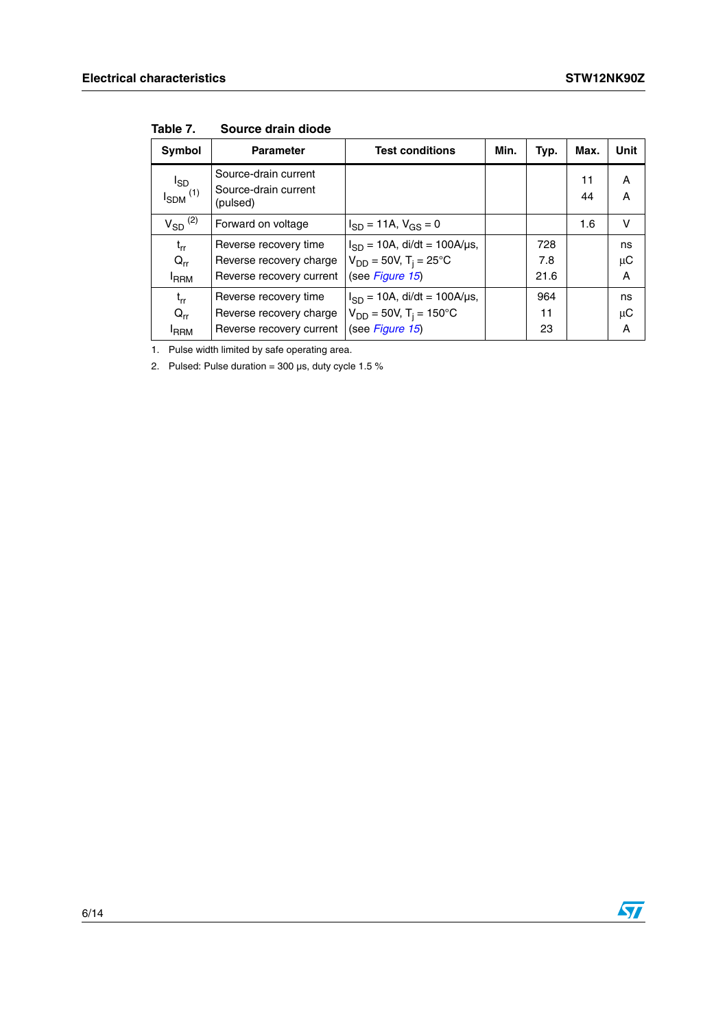**Table 7. Source drain diode**

| Symbol | Parameter | Test conditions | Min. | Typ. | Max. | Unit |
|---|---|---|---|---|---|---|
| $I_{SD}$ <br> $I_{SDM}$ [1] | Source-drain current <br> Source-drain current (pulsed) | | | | 11 <br> 44 | A <br> A |
| $V_{SD}$ [2] | Forward on voltage | $I_{SD}$ = 11A, $V_{GS}$ = 0 | | | 1.6 | V |
| $t_{rr}$ <br> $Q_{rr}$ <br> $I_{RRM}$ | Reverse recovery time <br> Reverse recovery charge <br> Reverse recovery current | $I_{SD}$ = 10A, di/dt = 100A/µs, <br> $V_{DD}$ = 50V, $T_j$ = 25°C <br> (see *Figure 15*) | | 728 <br> 7.8 <br> 21.6 | | ns <br> µC <br> A |
| $t_{rr}$ <br> $Q_{rr}$ <br> $I_{RRM}$ | Reverse recovery time <br> Reverse recovery charge <br> Reverse recovery current | $I_{SD}$ = 10A, di/dt = 100A/µs, <br> $V_{DD}$ = 50V, $T_j$ = 150°C <br> (see *Figure 15*) | | 964 <br> 11 <br> 23 | | ns <br> µC <br> A |

1. Pulse width limited by safe operating area.
2. Pulsed: Pulse duration = 300 µs, duty cycle 1.5 %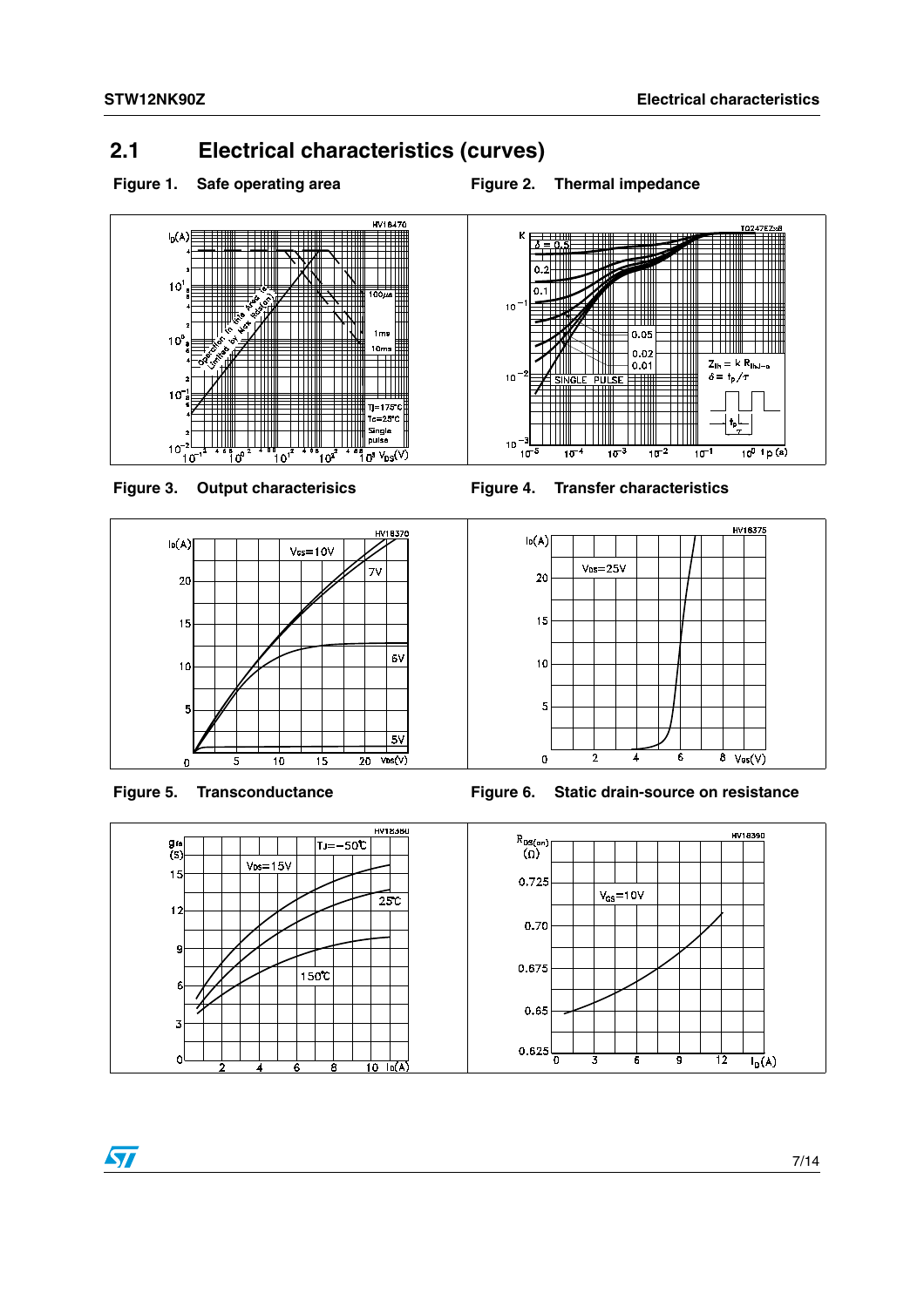## 2.1 Electrical characteristics (curves)

**Figure 1. Safe operating area**

**Figure 2. Thermal impedance**

**Figure 3. Output characterisics**

**Figure 4. Transfer characteristics**

**Figure 5. Transconductance**

**Figure 6. Static drain-source on resistance**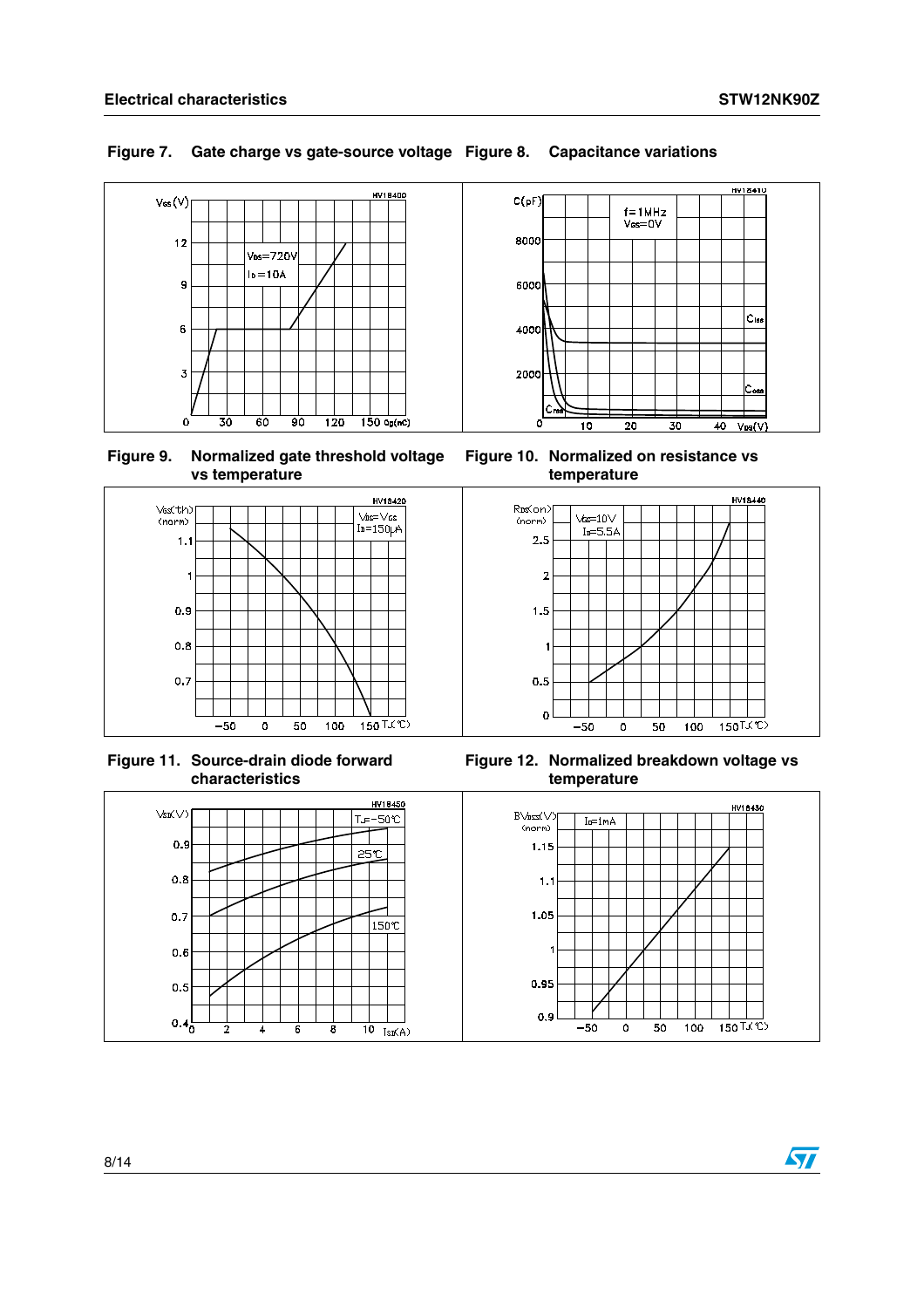**Figure 7. Gate charge vs gate-source voltage**

**Figure 8. Capacitance variations**

**Figure 9. Normalized gate threshold voltage vs temperature**

**Figure 10. Normalized on resistance vs temperature**

**Figure 11. Source-drain diode forward characteristics**

**Figure 12. Normalized breakdown voltage vs temperature**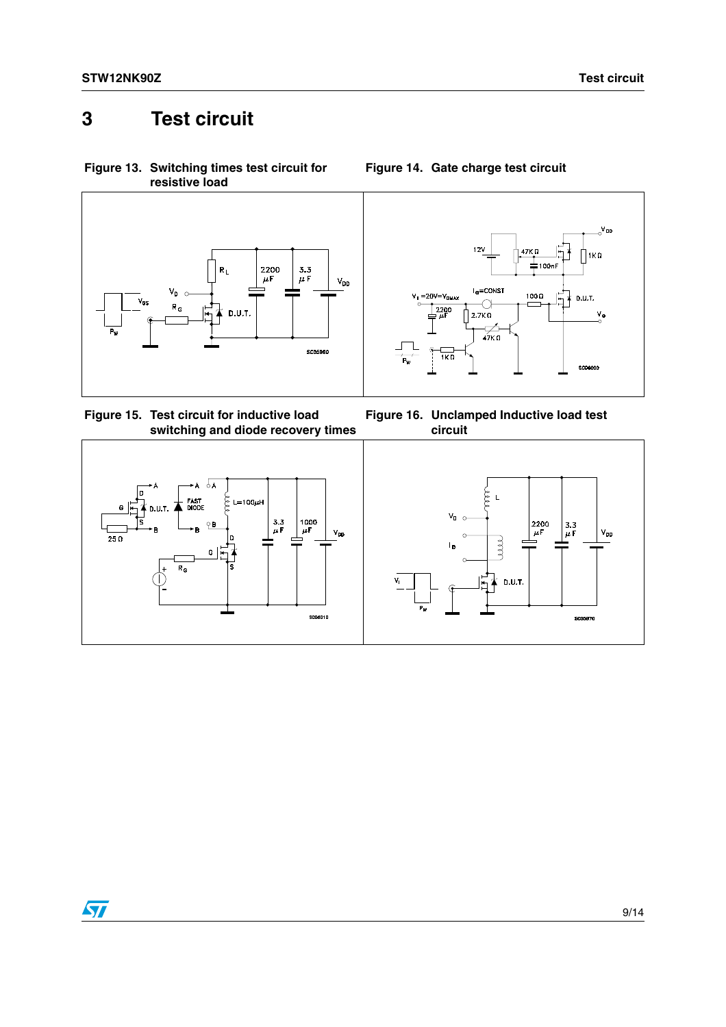# 3 Test circuit

**Figure 13. Switching times test circuit for resistive load**

**Figure 14. Gate charge test circuit**

**Figure 15. Test circuit for inductive load switching and diode recovery times**

**Figure 16. Unclamped Inductive load test circuit**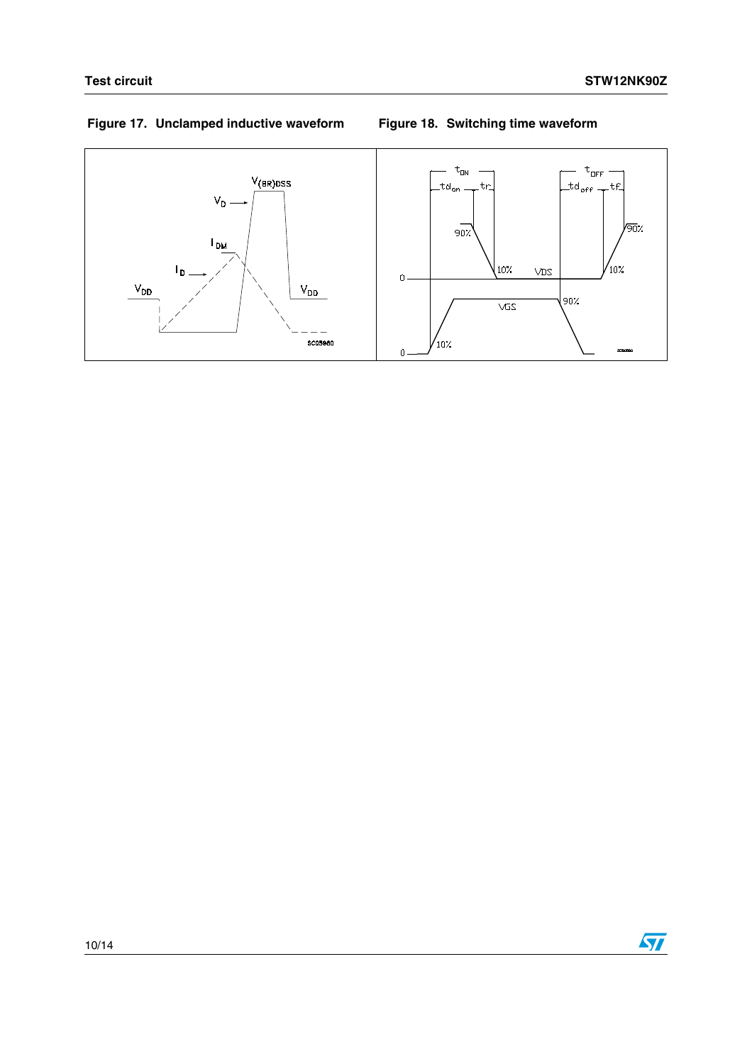Figure 17. Unclamped inductive waveform

Figure 18. Switching time waveform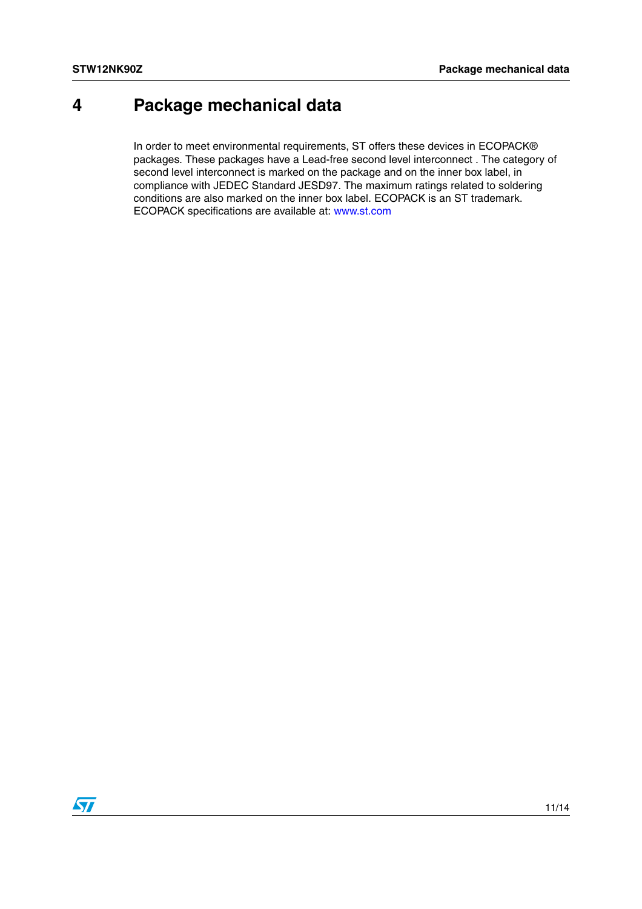# 4 Package mechanical data

In order to meet environmental requirements, ST offers these devices in ECOPACK® packages. These packages have a Lead-free second level interconnect . The category of second level interconnect is marked on the package and on the inner box label, in compliance with JEDEC Standard JESD97. The maximum ratings related to soldering conditions are also marked on the inner box label. ECOPACK is an ST trademark. ECOPACK specifications are available at: www.st.com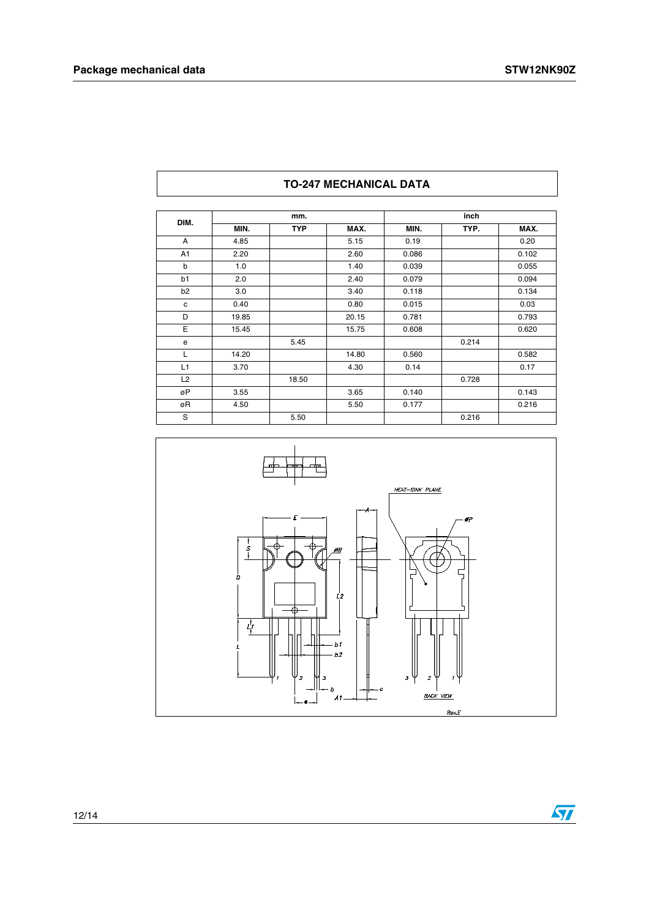## TO-247 MECHANICAL DATA

| DIM. | mm. | | | inch | | |
|---|---|---|---|---|---|---|
| | MIN. | TYP | MAX. | MIN. | TYP. | MAX. |
| A | 4.85 | | 5.15 | 0.19 | | 0.20 |
| A1 | 2.20 | | 2.60 | 0.086 | | 0.102 |
| b | 1.0 | | 1.40 | 0.039 | | 0.055 |
| b1 | 2.0 | | 2.40 | 0.079 | | 0.094 |
| b2 | 3.0 | | 3.40 | 0.118 | | 0.134 |
| c | 0.40 | | 0.80 | 0.015 | | 0.03 |
| D | 19.85 | | 20.15 | 0.781 | | 0.793 |
| E | 15.45 | | 15.75 | 0.608 | | 0.620 |
| e | | 5.45 | | | 0.214 | |
| L | 14.20 | | 14.80 | 0.560 | | 0.582 |
| L1 | 3.70 | | 4.30 | 0.14 | | 0.17 |
| L2 | | 18.50 | | | 0.728 | |
| øP | 3.55 | | 3.65 | 0.140 | | 0.143 |
| øR | 4.50 | | 5.50 | 0.177 | | 0.216 |
| S | | 5.50 | | | 0.216 | |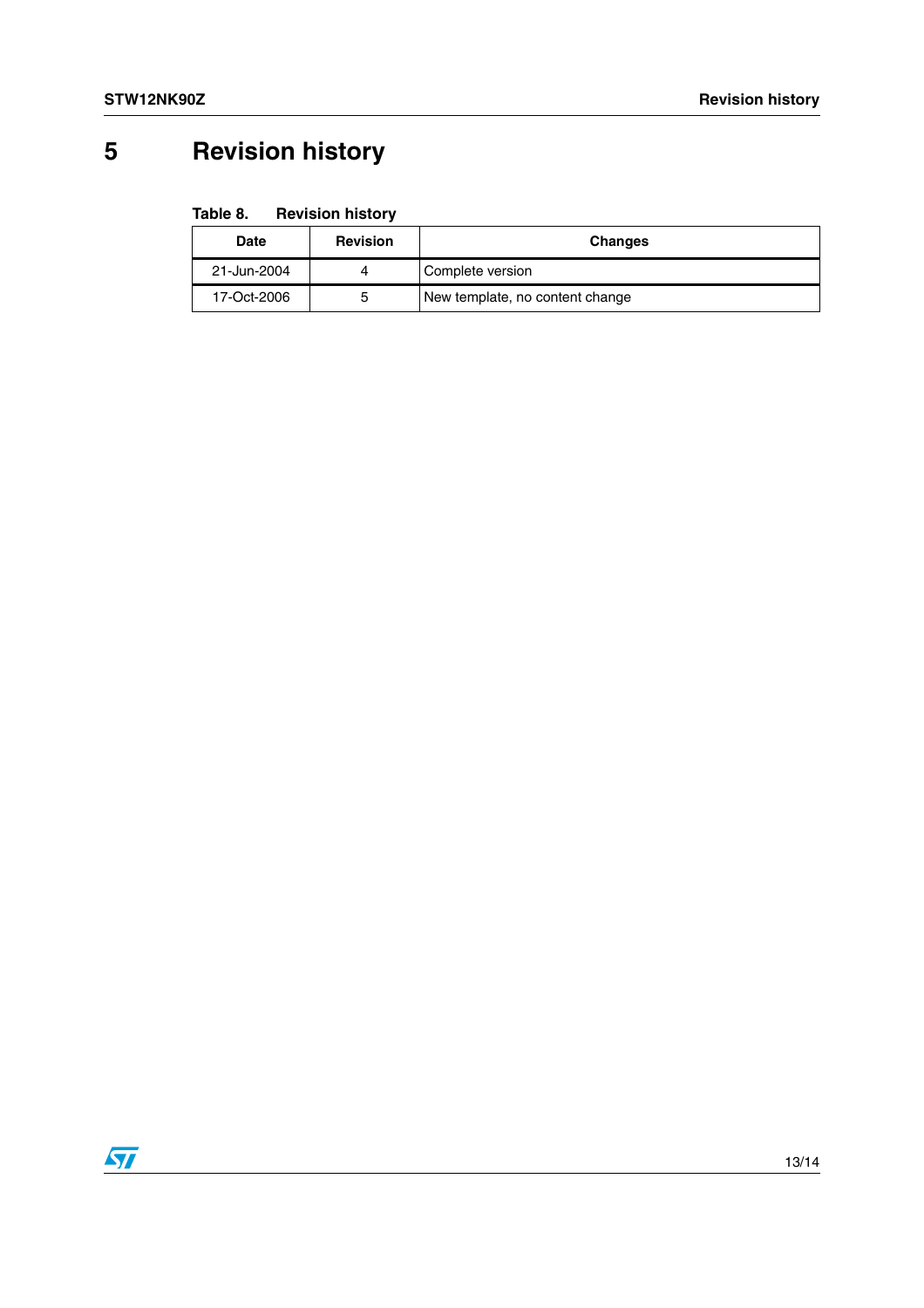# 5 Revision history

**Table 8. Revision history**

| Date | Revision | Changes |
|---|---|---|
| 21-Jun-2004 | 4 | Complete version |
| 17-Oct-2006 | 5 | New template, no content change |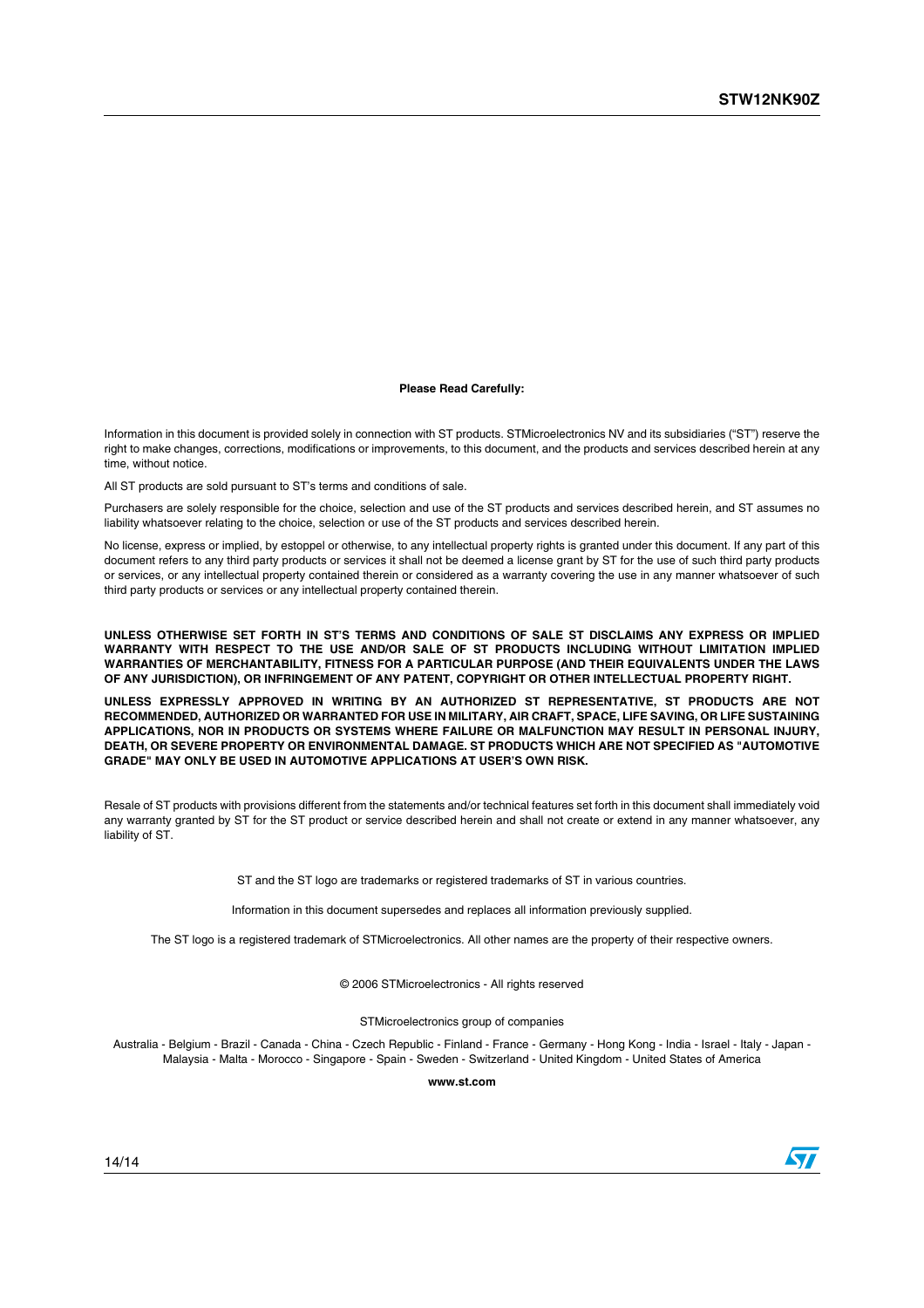**Please Read Carefully:**

Information in this document is provided solely in connection with ST products. STMicroelectronics NV and its subsidiaries ("ST") reserve the right to make changes, corrections, modifications or improvements, to this document, and the products and services described herein at any time, without notice.

All ST products are sold pursuant to ST's terms and conditions of sale.

Purchasers are solely responsible for the choice, selection and use of the ST products and services described herein, and ST assumes no liability whatsoever relating to the choice, selection or use of the ST products and services described herein.

No license, express or implied, by estoppel or otherwise, to any intellectual property rights is granted under this document. If any part of this document refers to any third party products or services it shall not be deemed a license grant by ST for the use of such third party products or services, or any intellectual property contained therein or considered as a warranty covering the use in any manner whatsoever of such third party products or services or any intellectual property contained therein.

**UNLESS OTHERWISE SET FORTH IN ST'S TERMS AND CONDITIONS OF SALE ST DISCLAIMS ANY EXPRESS OR IMPLIED WARRANTY WITH RESPECT TO THE USE AND/OR SALE OF ST PRODUCTS INCLUDING WITHOUT LIMITATION IMPLIED WARRANTIES OF MERCHANTABILITY, FITNESS FOR A PARTICULAR PURPOSE (AND THEIR EQUIVALENTS UNDER THE LAWS OF ANY JURISDICTION), OR INFRINGEMENT OF ANY PATENT, COPYRIGHT OR OTHER INTELLECTUAL PROPERTY RIGHT.**

**UNLESS EXPRESSLY APPROVED IN WRITING BY AN AUTHORIZED ST REPRESENTATIVE, ST PRODUCTS ARE NOT RECOMMENDED, AUTHORIZED OR WARRANTED FOR USE IN MILITARY, AIR CRAFT, SPACE, LIFE SAVING, OR LIFE SUSTAINING APPLICATIONS, NOR IN PRODUCTS OR SYSTEMS WHERE FAILURE OR MALFUNCTION MAY RESULT IN PERSONAL INJURY, DEATH, OR SEVERE PROPERTY OR ENVIRONMENTAL DAMAGE. ST PRODUCTS WHICH ARE NOT SPECIFIED AS "AUTOMOTIVE GRADE" MAY ONLY BE USED IN AUTOMOTIVE APPLICATIONS AT USER'S OWN RISK.**

Resale of ST products with provisions different from the statements and/or technical features set forth in this document shall immediately void any warranty granted by ST for the ST product or service described herein and shall not create or extend in any manner whatsoever, any liability of ST.

ST and the ST logo are trademarks or registered trademarks of ST in various countries.

Information in this document supersedes and replaces all information previously supplied.

The ST logo is a registered trademark of STMicroelectronics. All other names are the property of their respective owners.

© 2006 STMicroelectronics - All rights reserved

STMicroelectronics group of companies

Australia - Belgium - Brazil - Canada - China - Czech Republic - Finland - France - Germany - Hong Kong - India - Israel - Italy - Japan - Malaysia - Malta - Morocco - Singapore - Spain - Sweden - Switzerland - United Kingdom - United States of America

**www.st.com**